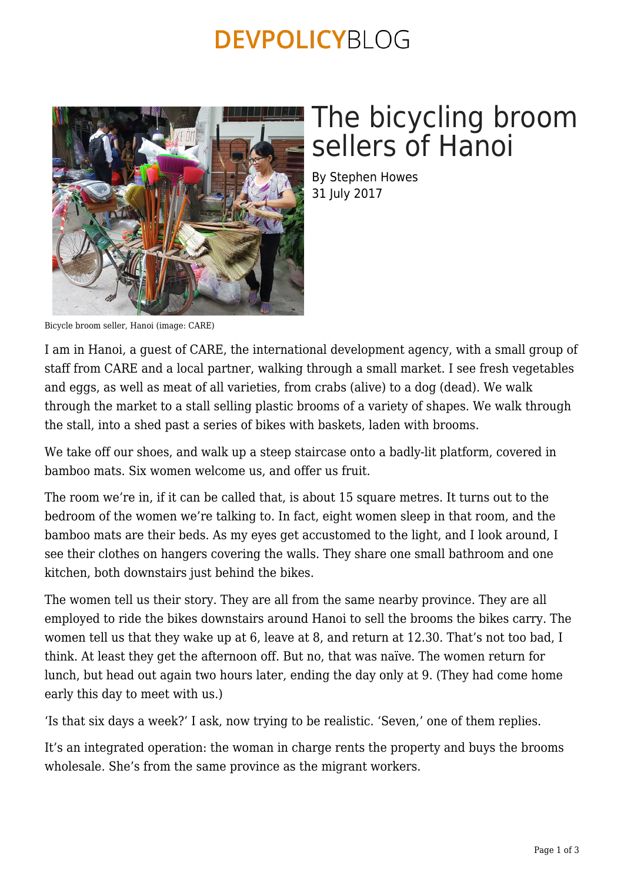# The bicycling broom sellers of Hanoi

By Stephen Howes
31 July 2017

Bicycle broom seller, Hanoi (image: CARE)

I am in Hanoi, a guest of CARE, the international development agency, with a small group of staff from CARE and a local partner, walking through a small market. I see fresh vegetables and eggs, as well as meat of all varieties, from crabs (alive) to a dog (dead). We walk through the market to a stall selling plastic brooms of a variety of shapes. We walk through the stall, into a shed past a series of bikes with baskets, laden with brooms.

We take off our shoes, and walk up a steep staircase onto a badly-lit platform, covered in bamboo mats. Six women welcome us, and offer us fruit.

The room we're in, if it can be called that, is about 15 square metres. It turns out to the bedroom of the women we're talking to. In fact, eight women sleep in that room, and the bamboo mats are their beds. As my eyes get accustomed to the light, and I look around, I see their clothes on hangers covering the walls. They share one small bathroom and one kitchen, both downstairs just behind the bikes.

The women tell us their story. They are all from the same nearby province. They are all employed to ride the bikes downstairs around Hanoi to sell the brooms the bikes carry. The women tell us that they wake up at 6, leave at 8, and return at 12.30. That's not too bad, I think. At least they get the afternoon off. But no, that was naïve. The women return for lunch, but head out again two hours later, ending the day only at 9. (They had come home early this day to meet with us.)

'Is that six days a week?' I ask, now trying to be realistic. 'Seven,' one of them replies.

It's an integrated operation: the woman in charge rents the property and buys the brooms wholesale. She's from the same province as the migrant workers.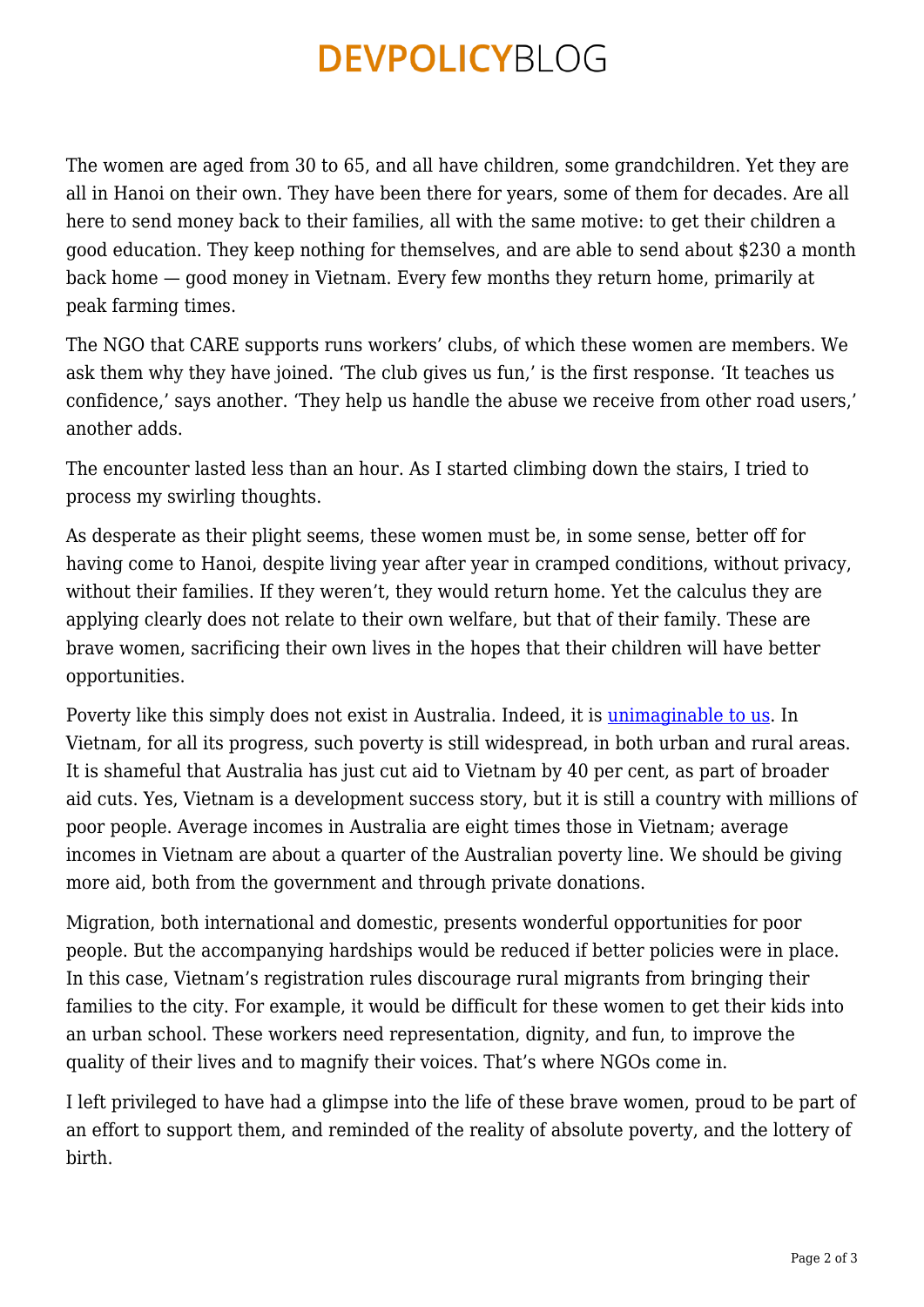The women are aged from 30 to 65, and all have children, some grandchildren. Yet they are all in Hanoi on their own. They have been there for years, some of them for decades. Are all here to send money back to their families, all with the same motive: to get their children a good education. They keep nothing for themselves, and are able to send about $230 a month back home — good money in Vietnam. Every few months they return home, primarily at peak farming times.

The NGO that CARE supports runs workers' clubs, of which these women are members. We ask them why they have joined. 'The club gives us fun,' is the first response. 'It teaches us confidence,' says another. 'They help us handle the abuse we receive from other road users,' another adds.

The encounter lasted less than an hour. As I started climbing down the stairs, I tried to process my swirling thoughts.

As desperate as their plight seems, these women must be, in some sense, better off for having come to Hanoi, despite living year after year in cramped conditions, without privacy, without their families. If they weren't, they would return home. Yet the calculus they are applying clearly does not relate to their own welfare, but that of their family. These are brave women, sacrificing their own lives in the hopes that their children will have better opportunities.

Poverty like this simply does not exist in Australia. Indeed, it is unimaginable to us. In Vietnam, for all its progress, such poverty is still widespread, in both urban and rural areas. It is shameful that Australia has just cut aid to Vietnam by 40 per cent, as part of broader aid cuts. Yes, Vietnam is a development success story, but it is still a country with millions of poor people. Average incomes in Australia are eight times those in Vietnam; average incomes in Vietnam are about a quarter of the Australian poverty line. We should be giving more aid, both from the government and through private donations.

Migration, both international and domestic, presents wonderful opportunities for poor people. But the accompanying hardships would be reduced if better policies were in place. In this case, Vietnam's registration rules discourage rural migrants from bringing their families to the city. For example, it would be difficult for these women to get their kids into an urban school. These workers need representation, dignity, and fun, to improve the quality of their lives and to magnify their voices. That's where NGOs come in.

I left privileged to have had a glimpse into the life of these brave women, proud to be part of an effort to support them, and reminded of the reality of absolute poverty, and the lottery of birth.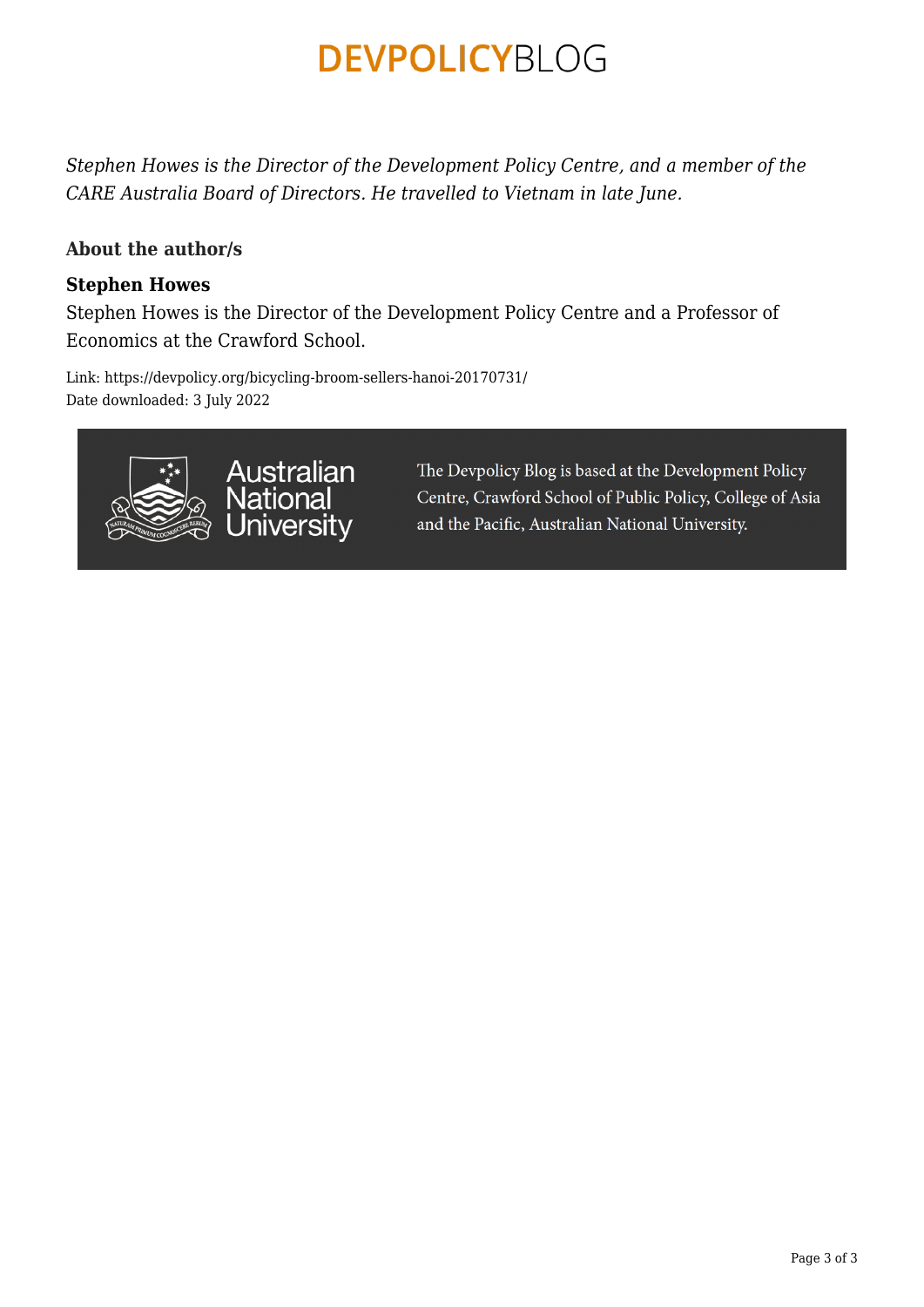*Stephen Howes is the Director of the Development Policy Centre, and a member of the CARE Australia Board of Directors. He travelled to Vietnam in late June.*

### About the author/s

**Stephen Howes**
Stephen Howes is the Director of the Development Policy Centre and a Professor of Economics at the Crawford School.

Link: https://devpolicy.org/bicycling-broom-sellers-hanoi-20170731/
Date downloaded: 3 July 2022

Australian National University

The Devpolicy Blog is based at the Development Policy Centre, Crawford School of Public Policy, College of Asia and the Pacific, Australian National University.